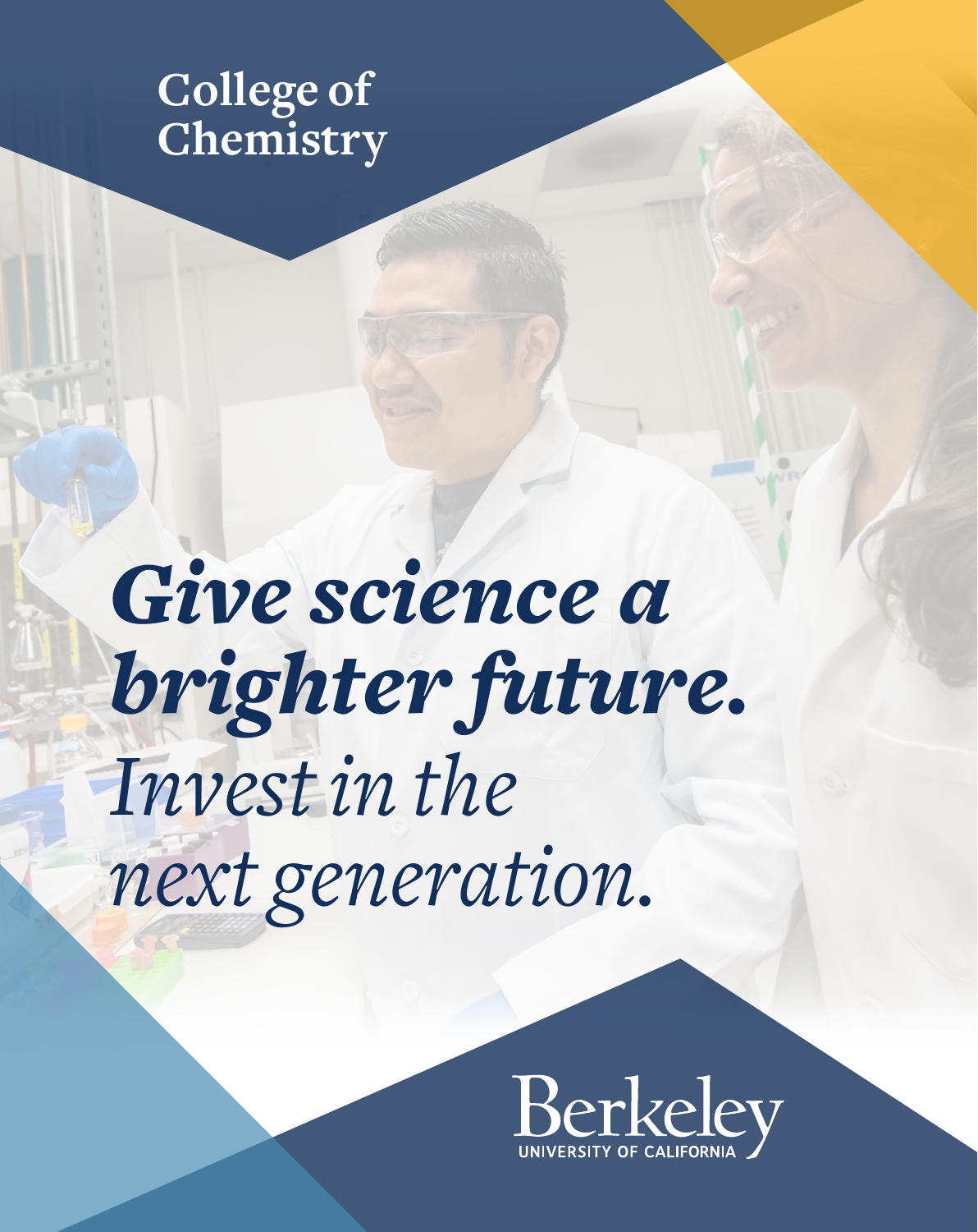College of Chemistry

# ***Give science a brighter future.***

*Invest in the next generation.*

Berkeley
UNIVERSITY OF CALIFORNIA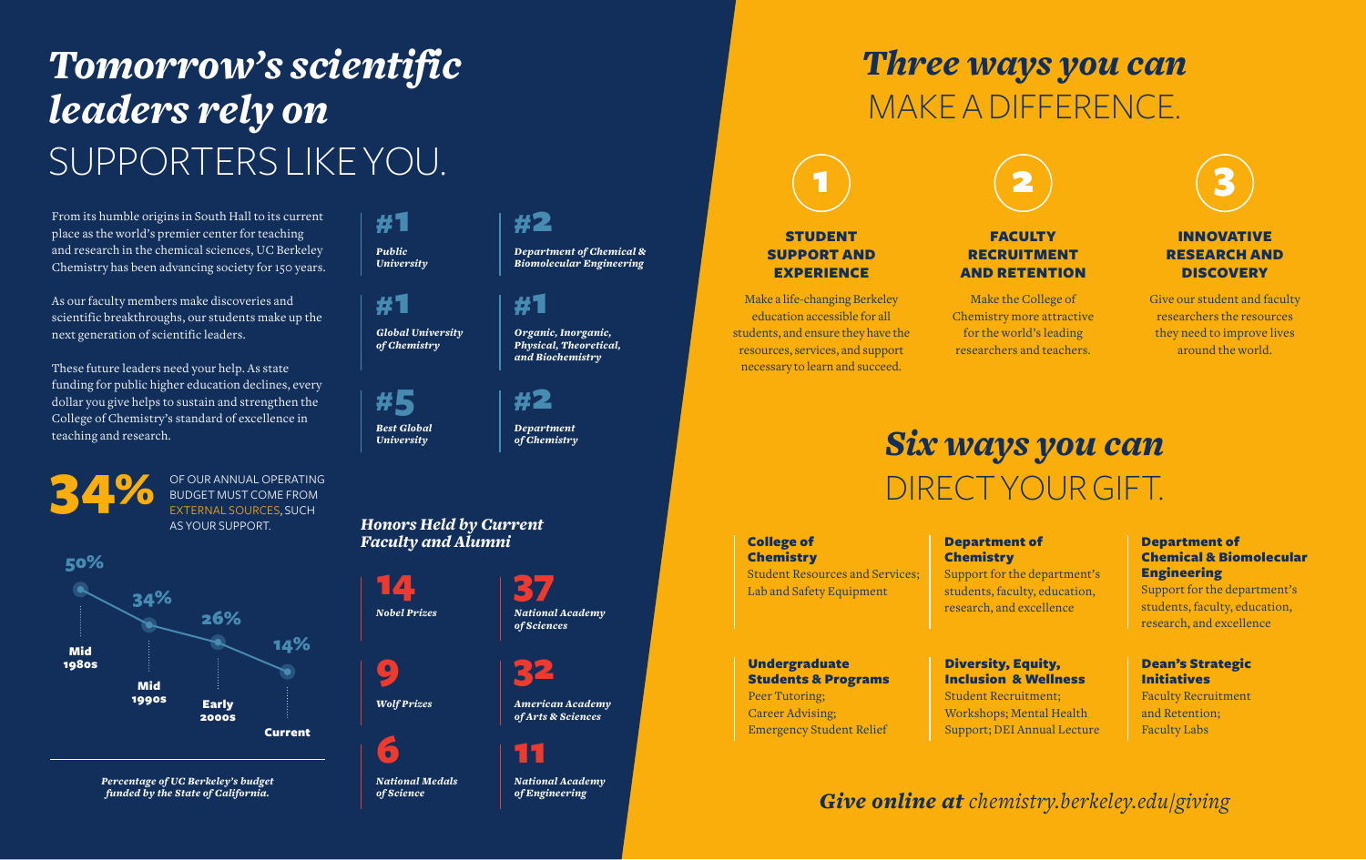# *Tomorrow's scientific leaders rely on* SUPPORTERS LIKE YOU.

From its humble origins in South Hall to its current place as the world's premier center for teaching and research in the chemical sciences, UC Berkeley Chemistry has been advancing society for 150 years.

As our faculty members make discoveries and scientific breakthroughs, our students make up the next generation of scientific leaders.

These future leaders need your help. As state funding for public higher education declines, every dollar you give helps to sustain and strengthen the College of Chemistry's standard of excellence in teaching and research.

**34%** OF OUR ANNUAL OPERATING BUDGET MUST COME FROM EXTERNAL SOURCES, SUCH AS YOUR SUPPORT.

| Period | Percentage |
| --- | --- |
| Mid 1980s | 50% |
| Mid 1990s | 34% |
| Early 2000s | 26% |
| Current | 14% |

*Percentage of UC Berkeley's budget funded by the State of California.*

**#1** *Public University*

**#2** *Department of Chemical & Biomolecular Engineering*

**#1** *Global University of Chemistry*

**#1** *Organic, Inorganic, Physical, Theoretical, and Biochemistry*

**#5** *Best Global University*

**#2** *Department of Chemistry*

### *Honors Held by Current Faculty and Alumni*

**14** *Nobel Prizes*

**37** *National Academy of Sciences*

**9** *Wolf Prizes*

**32** *American Academy of Arts & Sciences*

**6** *National Medals of Science*

**11** *National Academy of Engineering*

# *Three ways you can* MAKE A DIFFERENCE.

**1 — STUDENT SUPPORT AND EXPERIENCE**

Make a life-changing Berkeley education accessible for all students, and ensure they have the resources, services, and support necessary to learn and succeed.

**2 — FACULTY RECRUITMENT AND RETENTION**

Make the College of Chemistry more attractive for the world's leading researchers and teachers.

**3 — INNOVATIVE RESEARCH AND DISCOVERY**

Give our student and faculty researchers the resources they need to improve lives around the world.

# *Six ways you can* DIRECT YOUR GIFT.

**College of Chemistry**
Student Resources and Services; Lab and Safety Equipment

**Department of Chemistry**
Support for the department's students, faculty, education, research, and excellence

**Department of Chemical & Biomolecular Engineering**
Support for the department's students, faculty, education, research, and excellence

**Undergraduate Students & Programs**
Peer Tutoring; Career Advising; Emergency Student Relief

**Diversity, Equity, Inclusion & Wellness**
Student Recruitment; Workshops; Mental Health Support; DEI Annual Lecture

**Dean's Strategic Initiatives**
Faculty Recruitment and Retention; Faculty Labs

***Give online at*** *chemistry.berkeley.edu/giving*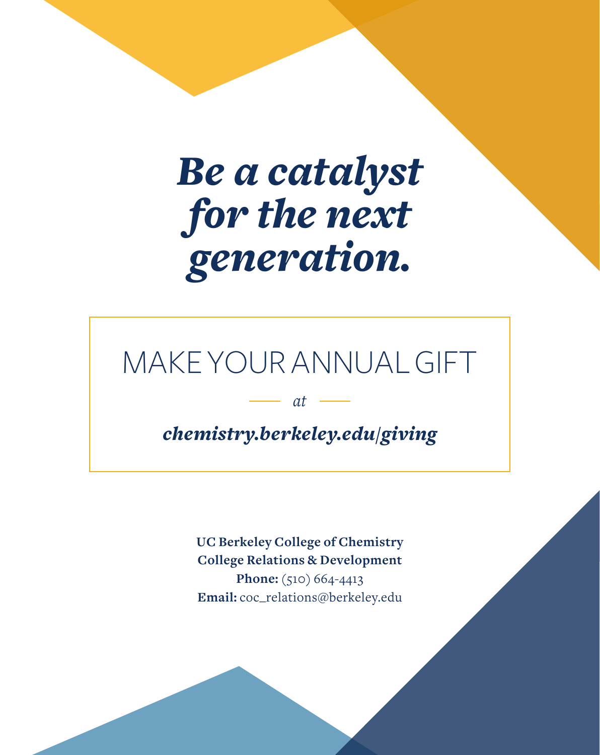# *Be a catalyst for the next generation.*

## MAKE YOUR ANNUAL GIFT

*at*

***chemistry.berkeley.edu/giving***

**UC Berkeley College of Chemistry**
**College Relations & Development**
**Phone:** (510) 664-4413
**Email:** coc_relations@berkeley.edu